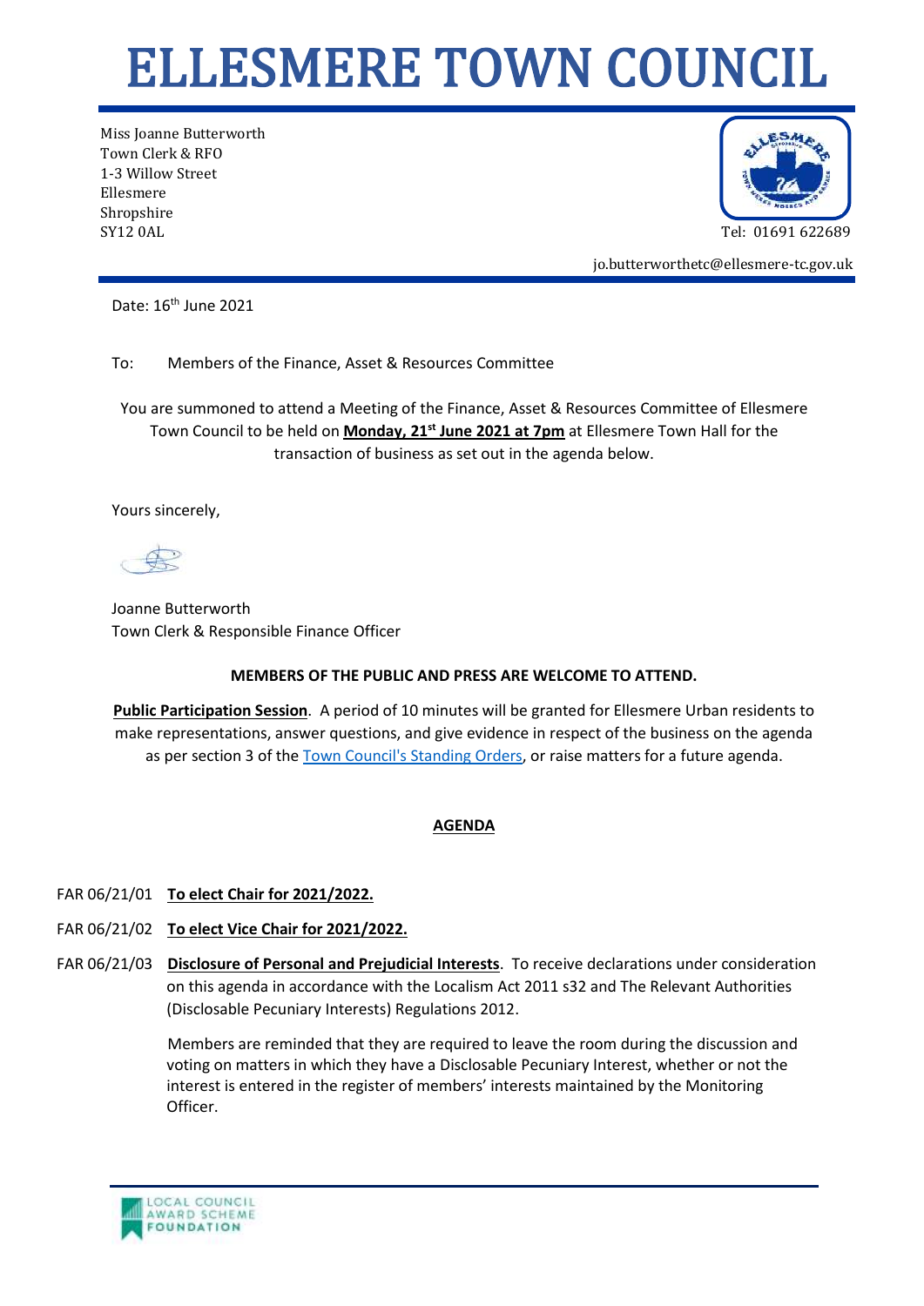# ELLESMERE TOWN COUNCIL

Miss Joanne Butterworth
Town Clerk & RFO
1-3 Willow Street
Ellesmere
Shropshire
SY12 0AL

Tel: 01691 622689

jo.butterworthetc@ellesmere-tc.gov.uk

Date: 16th June 2021

To: Members of the Finance, Asset & Resources Committee

You are summoned to attend a Meeting of the Finance, Asset & Resources Committee of Ellesmere Town Council to be held on **Monday, 21st June 2021 at 7pm** at Ellesmere Town Hall for the transaction of business as set out in the agenda below.

Yours sincerely,

Joanne Butterworth
Town Clerk & Responsible Finance Officer

**MEMBERS OF THE PUBLIC AND PRESS ARE WELCOME TO ATTEND.**

**Public Participation Session**. A period of 10 minutes will be granted for Ellesmere Urban residents to make representations, answer questions, and give evidence in respect of the business on the agenda as per section 3 of the Town Council's Standing Orders, or raise matters for a future agenda.

## AGENDA

FAR 06/21/01 **To elect Chair for 2021/2022.**

FAR 06/21/02 **To elect Vice Chair for 2021/2022.**

FAR 06/21/03 **Disclosure of Personal and Prejudicial Interests**. To receive declarations under consideration on this agenda in accordance with the Localism Act 2011 s32 and The Relevant Authorities (Disclosable Pecuniary Interests) Regulations 2012.

Members are reminded that they are required to leave the room during the discussion and voting on matters in which they have a Disclosable Pecuniary Interest, whether or not the interest is entered in the register of members' interests maintained by the Monitoring Officer.

LOCAL COUNCIL AWARD SCHEME FOUNDATION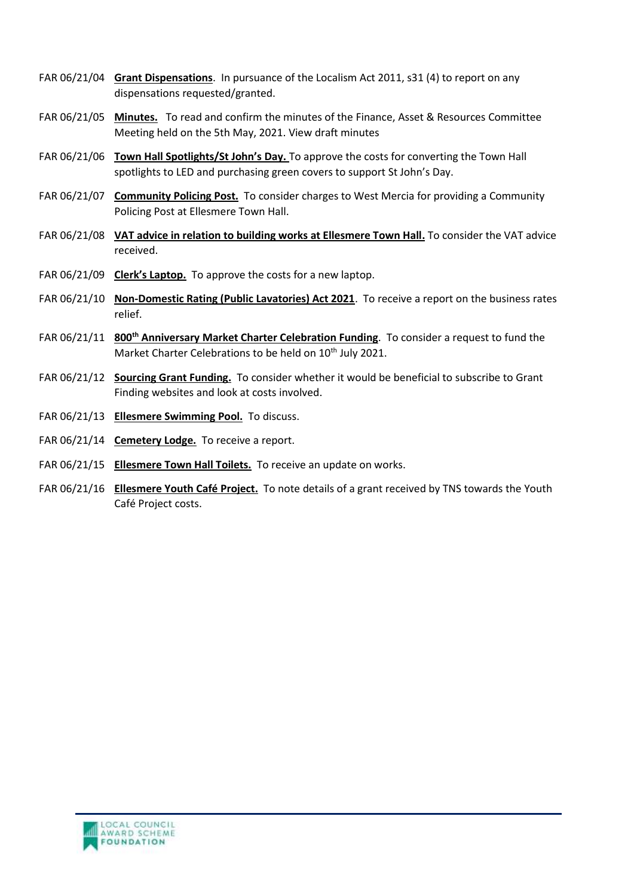FAR 06/21/04 **Grant Dispensations**. In pursuance of the Localism Act 2011, s31 (4) to report on any dispensations requested/granted.

FAR 06/21/05 **Minutes.** To read and confirm the minutes of the Finance, Asset & Resources Committee Meeting held on the 5th May, 2021. View draft minutes

FAR 06/21/06 **Town Hall Spotlights/St John's Day.** To approve the costs for converting the Town Hall spotlights to LED and purchasing green covers to support St John's Day.

FAR 06/21/07 **Community Policing Post.** To consider charges to West Mercia for providing a Community Policing Post at Ellesmere Town Hall.

FAR 06/21/08 **VAT advice in relation to building works at Ellesmere Town Hall.** To consider the VAT advice received.

FAR 06/21/09 **Clerk's Laptop.** To approve the costs for a new laptop.

FAR 06/21/10 **Non-Domestic Rating (Public Lavatories) Act 2021**. To receive a report on the business rates relief.

FAR 06/21/11 **800th Anniversary Market Charter Celebration Funding**. To consider a request to fund the Market Charter Celebrations to be held on 10th July 2021.

FAR 06/21/12 **Sourcing Grant Funding.** To consider whether it would be beneficial to subscribe to Grant Finding websites and look at costs involved.

FAR 06/21/13 **Ellesmere Swimming Pool.** To discuss.

FAR 06/21/14 **Cemetery Lodge.** To receive a report.

FAR 06/21/15 **Ellesmere Town Hall Toilets.** To receive an update on works.

FAR 06/21/16 **Ellesmere Youth Café Project.** To note details of a grant received by TNS towards the Youth Café Project costs.